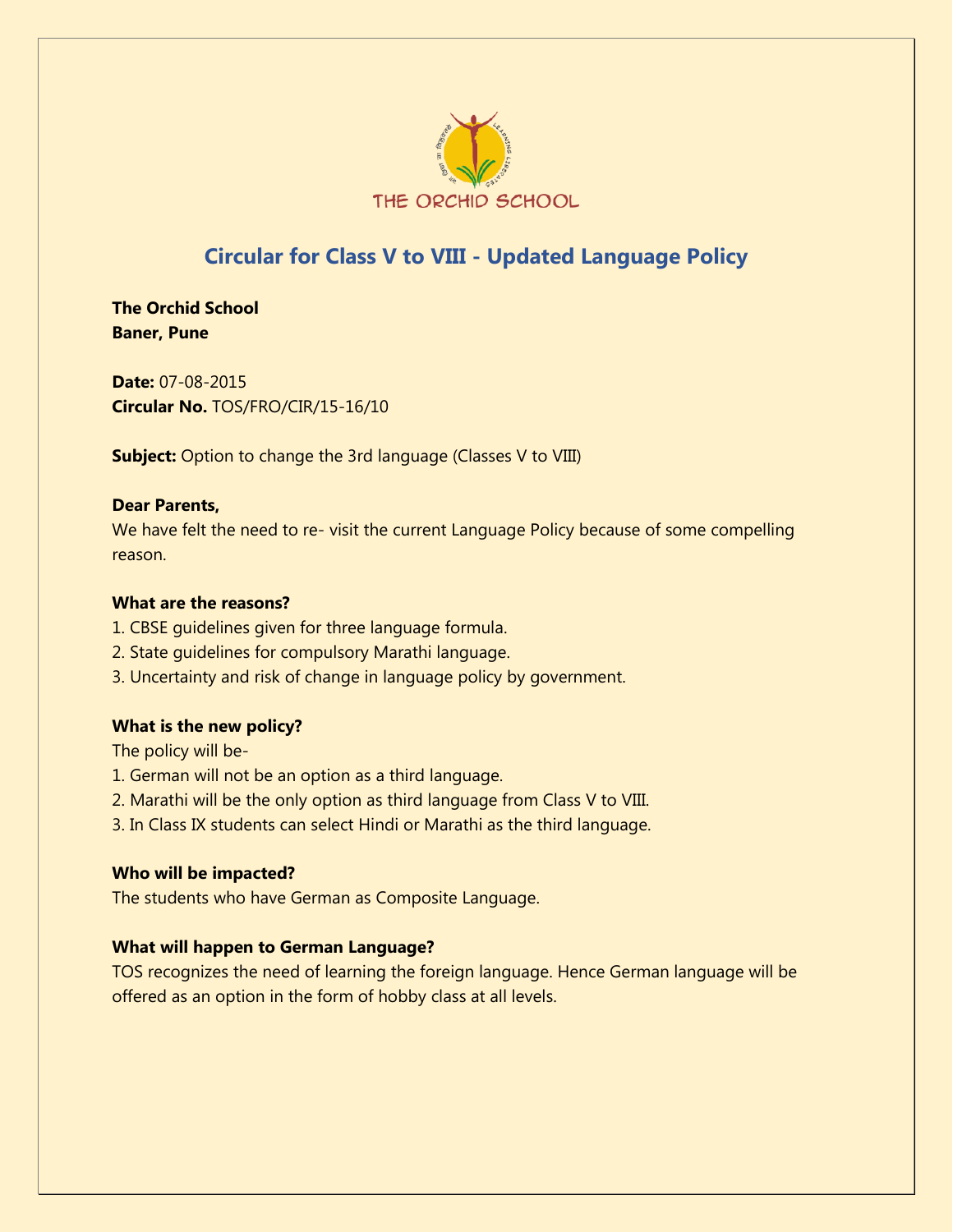THE ORCHID SCHOOL

# Circular for Class V to VIII - Updated Language Policy

**The Orchid School**
**Baner, Pune**

**Date:** 07-08-2015
**Circular No.** TOS/FRO/CIR/15-16/10

**Subject:** Option to change the 3rd language (Classes V to VIII)

**Dear Parents,**
We have felt the need to re- visit the current Language Policy because of some compelling reason.

**What are the reasons?**
1. CBSE guidelines given for three language formula.
2. State guidelines for compulsory Marathi language.
3. Uncertainty and risk of change in language policy by government.

**What is the new policy?**
The policy will be-
1. German will not be an option as a third language.
2. Marathi will be the only option as third language from Class V to VIII.
3. In Class IX students can select Hindi or Marathi as the third language.

**Who will be impacted?**
The students who have German as Composite Language.

**What will happen to German Language?**
TOS recognizes the need of learning the foreign language. Hence German language will be offered as an option in the form of hobby class at all levels.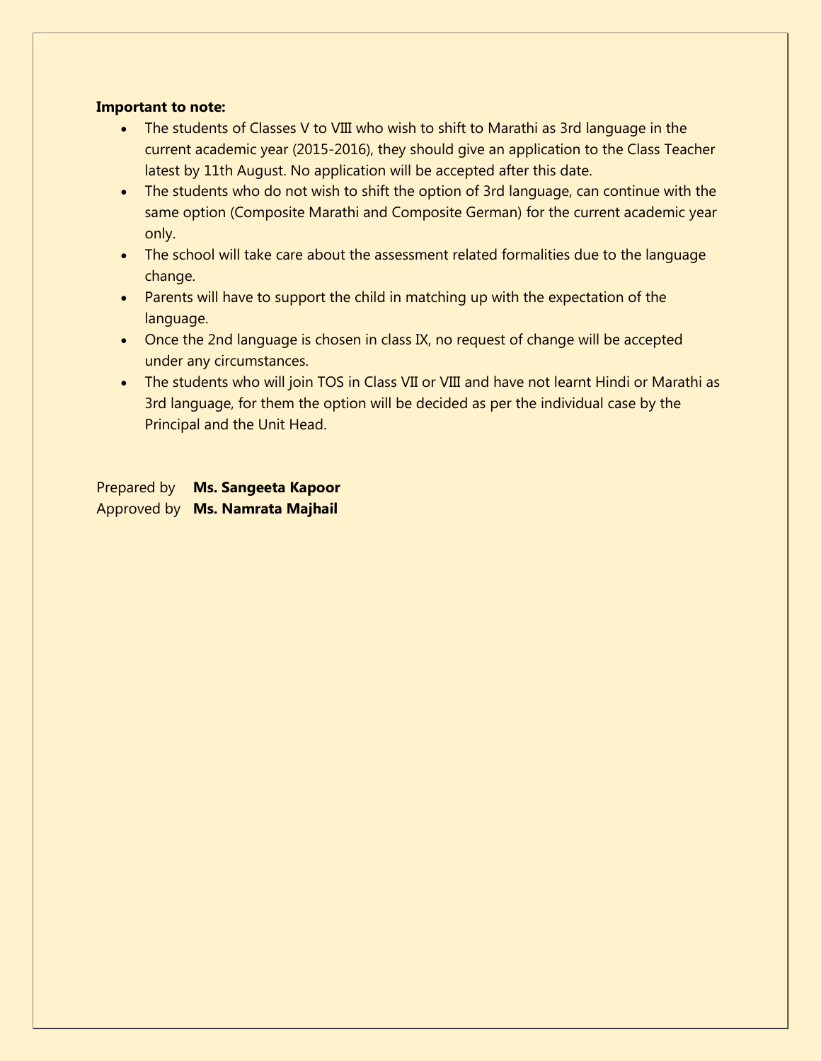**Important to note:**

- The students of Classes V to VIII who wish to shift to Marathi as 3rd language in the current academic year (2015-2016), they should give an application to the Class Teacher latest by 11th August. No application will be accepted after this date.
- The students who do not wish to shift the option of 3rd language, can continue with the same option (Composite Marathi and Composite German) for the current academic year only.
- The school will take care about the assessment related formalities due to the language change.
- Parents will have to support the child in matching up with the expectation of the language.
- Once the 2nd language is chosen in class IX, no request of change will be accepted under any circumstances.
- The students who will join TOS in Class VII or VIII and have not learnt Hindi or Marathi as 3rd language, for them the option will be decided as per the individual case by the Principal and the Unit Head.

Prepared by **Ms. Sangeeta Kapoor**
Approved by **Ms. Namrata Majhail**